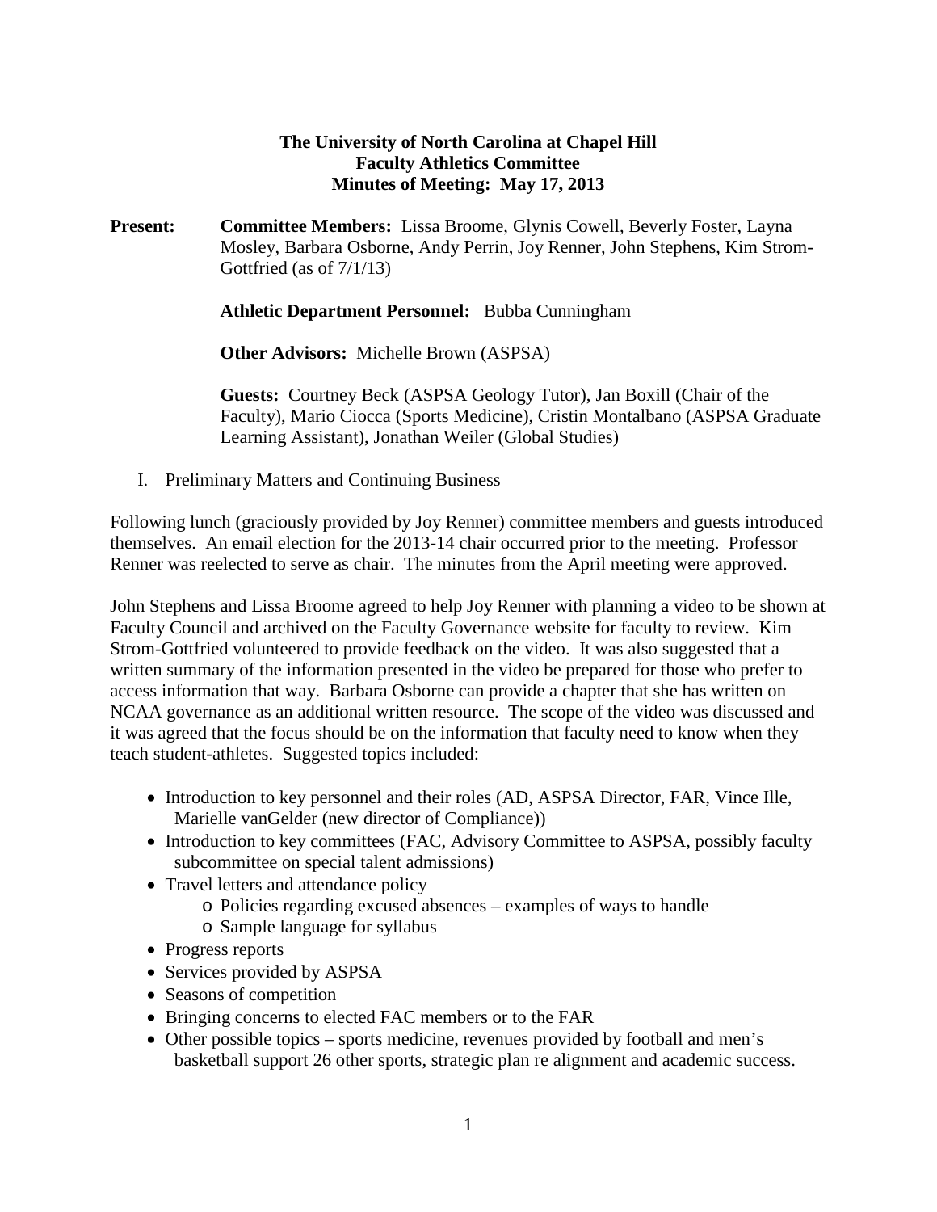**The University of North Carolina at Chapel Hill**
**Faculty Athletics Committee**
**Minutes of Meeting: May 17, 2013**

**Present:** **Committee Members:** Lissa Broome, Glynis Cowell, Beverly Foster, Layna Mosley, Barbara Osborne, Andy Perrin, Joy Renner, John Stephens, Kim Strom-Gottfried (as of 7/1/13)

**Athletic Department Personnel:** Bubba Cunningham

**Other Advisors:** Michelle Brown (ASPSA)

**Guests:** Courtney Beck (ASPSA Geology Tutor), Jan Boxill (Chair of the Faculty), Mario Ciocca (Sports Medicine), Cristin Montalbano (ASPSA Graduate Learning Assistant), Jonathan Weiler (Global Studies)

I. Preliminary Matters and Continuing Business

Following lunch (graciously provided by Joy Renner) committee members and guests introduced themselves. An email election for the 2013-14 chair occurred prior to the meeting. Professor Renner was reelected to serve as chair. The minutes from the April meeting were approved.

John Stephens and Lissa Broome agreed to help Joy Renner with planning a video to be shown at Faculty Council and archived on the Faculty Governance website for faculty to review. Kim Strom-Gottfried volunteered to provide feedback on the video. It was also suggested that a written summary of the information presented in the video be prepared for those who prefer to access information that way. Barbara Osborne can provide a chapter that she has written on NCAA governance as an additional written resource. The scope of the video was discussed and it was agreed that the focus should be on the information that faculty need to know when they teach student-athletes. Suggested topics included:

- Introduction to key personnel and their roles (AD, ASPSA Director, FAR, Vince Ille, Marielle vanGelder (new director of Compliance))
- Introduction to key committees (FAC, Advisory Committee to ASPSA, possibly faculty subcommittee on special talent admissions)
- Travel letters and attendance policy
  - Policies regarding excused absences – examples of ways to handle
  - Sample language for syllabus
- Progress reports
- Services provided by ASPSA
- Seasons of competition
- Bringing concerns to elected FAC members or to the FAR
- Other possible topics – sports medicine, revenues provided by football and men's basketball support 26 other sports, strategic plan re alignment and academic success.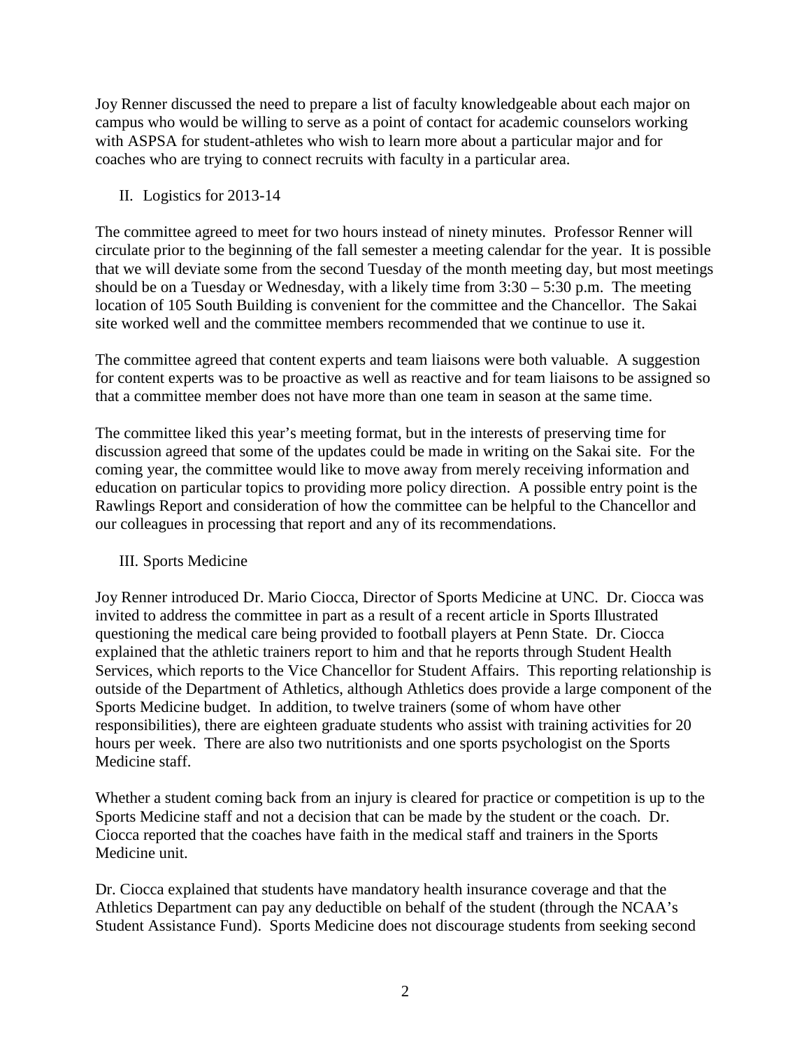Joy Renner discussed the need to prepare a list of faculty knowledgeable about each major on campus who would be willing to serve as a point of contact for academic counselors working with ASPSA for student-athletes who wish to learn more about a particular major and for coaches who are trying to connect recruits with faculty in a particular area.

## II. Logistics for 2013-14

The committee agreed to meet for two hours instead of ninety minutes. Professor Renner will circulate prior to the beginning of the fall semester a meeting calendar for the year. It is possible that we will deviate some from the second Tuesday of the month meeting day, but most meetings should be on a Tuesday or Wednesday, with a likely time from 3:30 – 5:30 p.m. The meeting location of 105 South Building is convenient for the committee and the Chancellor. The Sakai site worked well and the committee members recommended that we continue to use it.

The committee agreed that content experts and team liaisons were both valuable. A suggestion for content experts was to be proactive as well as reactive and for team liaisons to be assigned so that a committee member does not have more than one team in season at the same time.

The committee liked this year's meeting format, but in the interests of preserving time for discussion agreed that some of the updates could be made in writing on the Sakai site. For the coming year, the committee would like to move away from merely receiving information and education on particular topics to providing more policy direction. A possible entry point is the Rawlings Report and consideration of how the committee can be helpful to the Chancellor and our colleagues in processing that report and any of its recommendations.

## III. Sports Medicine

Joy Renner introduced Dr. Mario Ciocca, Director of Sports Medicine at UNC. Dr. Ciocca was invited to address the committee in part as a result of a recent article in Sports Illustrated questioning the medical care being provided to football players at Penn State. Dr. Ciocca explained that the athletic trainers report to him and that he reports through Student Health Services, which reports to the Vice Chancellor for Student Affairs. This reporting relationship is outside of the Department of Athletics, although Athletics does provide a large component of the Sports Medicine budget. In addition, to twelve trainers (some of whom have other responsibilities), there are eighteen graduate students who assist with training activities for 20 hours per week. There are also two nutritionists and one sports psychologist on the Sports Medicine staff.

Whether a student coming back from an injury is cleared for practice or competition is up to the Sports Medicine staff and not a decision that can be made by the student or the coach. Dr. Ciocca reported that the coaches have faith in the medical staff and trainers in the Sports Medicine unit.

Dr. Ciocca explained that students have mandatory health insurance coverage and that the Athletics Department can pay any deductible on behalf of the student (through the NCAA's Student Assistance Fund). Sports Medicine does not discourage students from seeking second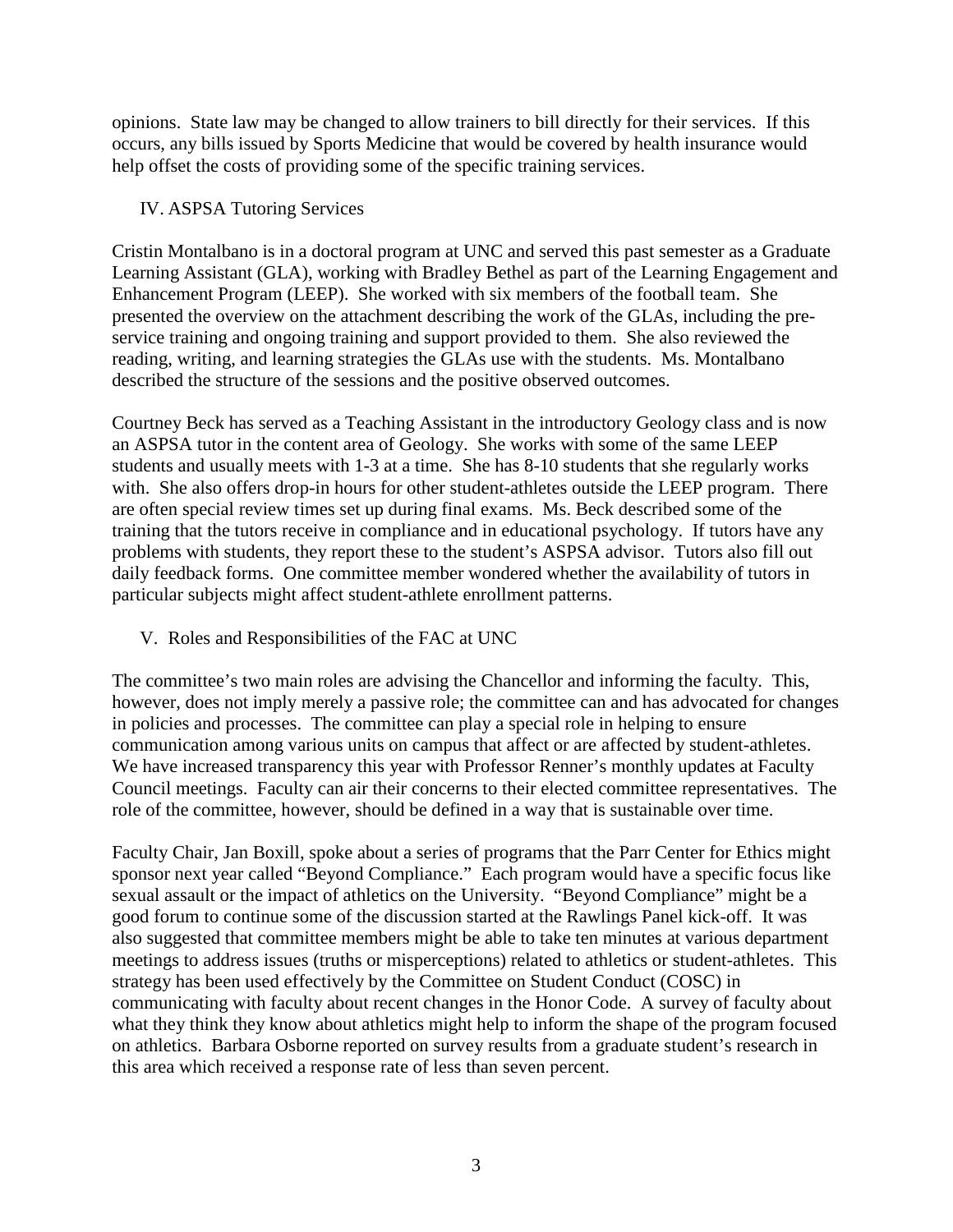opinions. State law may be changed to allow trainers to bill directly for their services. If this occurs, any bills issued by Sports Medicine that would be covered by health insurance would help offset the costs of providing some of the specific training services.

## IV. ASPSA Tutoring Services

Cristin Montalbano is in a doctoral program at UNC and served this past semester as a Graduate Learning Assistant (GLA), working with Bradley Bethel as part of the Learning Engagement and Enhancement Program (LEEP). She worked with six members of the football team. She presented the overview on the attachment describing the work of the GLAs, including the pre-service training and ongoing training and support provided to them. She also reviewed the reading, writing, and learning strategies the GLAs use with the students. Ms. Montalbano described the structure of the sessions and the positive observed outcomes.

Courtney Beck has served as a Teaching Assistant in the introductory Geology class and is now an ASPSA tutor in the content area of Geology. She works with some of the same LEEP students and usually meets with 1-3 at a time. She has 8-10 students that she regularly works with. She also offers drop-in hours for other student-athletes outside the LEEP program. There are often special review times set up during final exams. Ms. Beck described some of the training that the tutors receive in compliance and in educational psychology. If tutors have any problems with students, they report these to the student's ASPSA advisor. Tutors also fill out daily feedback forms. One committee member wondered whether the availability of tutors in particular subjects might affect student-athlete enrollment patterns.

## V. Roles and Responsibilities of the FAC at UNC

The committee's two main roles are advising the Chancellor and informing the faculty. This, however, does not imply merely a passive role; the committee can and has advocated for changes in policies and processes. The committee can play a special role in helping to ensure communication among various units on campus that affect or are affected by student-athletes. We have increased transparency this year with Professor Renner's monthly updates at Faculty Council meetings. Faculty can air their concerns to their elected committee representatives. The role of the committee, however, should be defined in a way that is sustainable over time.

Faculty Chair, Jan Boxill, spoke about a series of programs that the Parr Center for Ethics might sponsor next year called "Beyond Compliance." Each program would have a specific focus like sexual assault or the impact of athletics on the University. "Beyond Compliance" might be a good forum to continue some of the discussion started at the Rawlings Panel kick-off. It was also suggested that committee members might be able to take ten minutes at various department meetings to address issues (truths or misperceptions) related to athletics or student-athletes. This strategy has been used effectively by the Committee on Student Conduct (COSC) in communicating with faculty about recent changes in the Honor Code. A survey of faculty about what they think they know about athletics might help to inform the shape of the program focused on athletics. Barbara Osborne reported on survey results from a graduate student's research in this area which received a response rate of less than seven percent.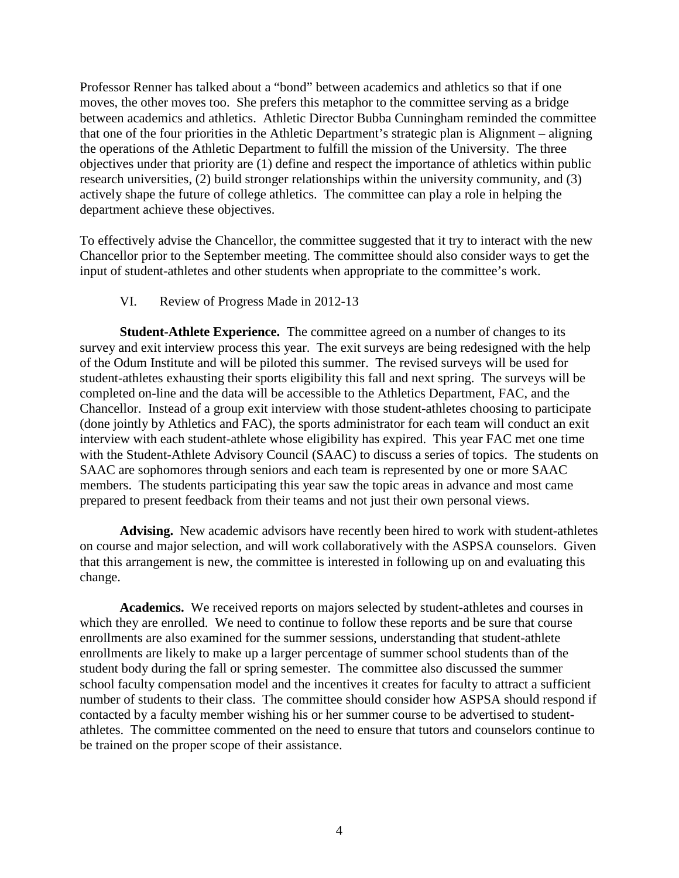Professor Renner has talked about a "bond" between academics and athletics so that if one moves, the other moves too. She prefers this metaphor to the committee serving as a bridge between academics and athletics. Athletic Director Bubba Cunningham reminded the committee that one of the four priorities in the Athletic Department's strategic plan is Alignment – aligning the operations of the Athletic Department to fulfill the mission of the University. The three objectives under that priority are (1) define and respect the importance of athletics within public research universities, (2) build stronger relationships within the university community, and (3) actively shape the future of college athletics. The committee can play a role in helping the department achieve these objectives.

To effectively advise the Chancellor, the committee suggested that it try to interact with the new Chancellor prior to the September meeting. The committee should also consider ways to get the input of student-athletes and other students when appropriate to the committee's work.

## VI. Review of Progress Made in 2012-13

**Student-Athlete Experience.** The committee agreed on a number of changes to its survey and exit interview process this year. The exit surveys are being redesigned with the help of the Odum Institute and will be piloted this summer. The revised surveys will be used for student-athletes exhausting their sports eligibility this fall and next spring. The surveys will be completed on-line and the data will be accessible to the Athletics Department, FAC, and the Chancellor. Instead of a group exit interview with those student-athletes choosing to participate (done jointly by Athletics and FAC), the sports administrator for each team will conduct an exit interview with each student-athlete whose eligibility has expired. This year FAC met one time with the Student-Athlete Advisory Council (SAAC) to discuss a series of topics. The students on SAAC are sophomores through seniors and each team is represented by one or more SAAC members. The students participating this year saw the topic areas in advance and most came prepared to present feedback from their teams and not just their own personal views.

**Advising.** New academic advisors have recently been hired to work with student-athletes on course and major selection, and will work collaboratively with the ASPSA counselors. Given that this arrangement is new, the committee is interested in following up on and evaluating this change.

**Academics.** We received reports on majors selected by student-athletes and courses in which they are enrolled. We need to continue to follow these reports and be sure that course enrollments are also examined for the summer sessions, understanding that student-athlete enrollments are likely to make up a larger percentage of summer school students than of the student body during the fall or spring semester. The committee also discussed the summer school faculty compensation model and the incentives it creates for faculty to attract a sufficient number of students to their class. The committee should consider how ASPSA should respond if contacted by a faculty member wishing his or her summer course to be advertised to student-athletes. The committee commented on the need to ensure that tutors and counselors continue to be trained on the proper scope of their assistance.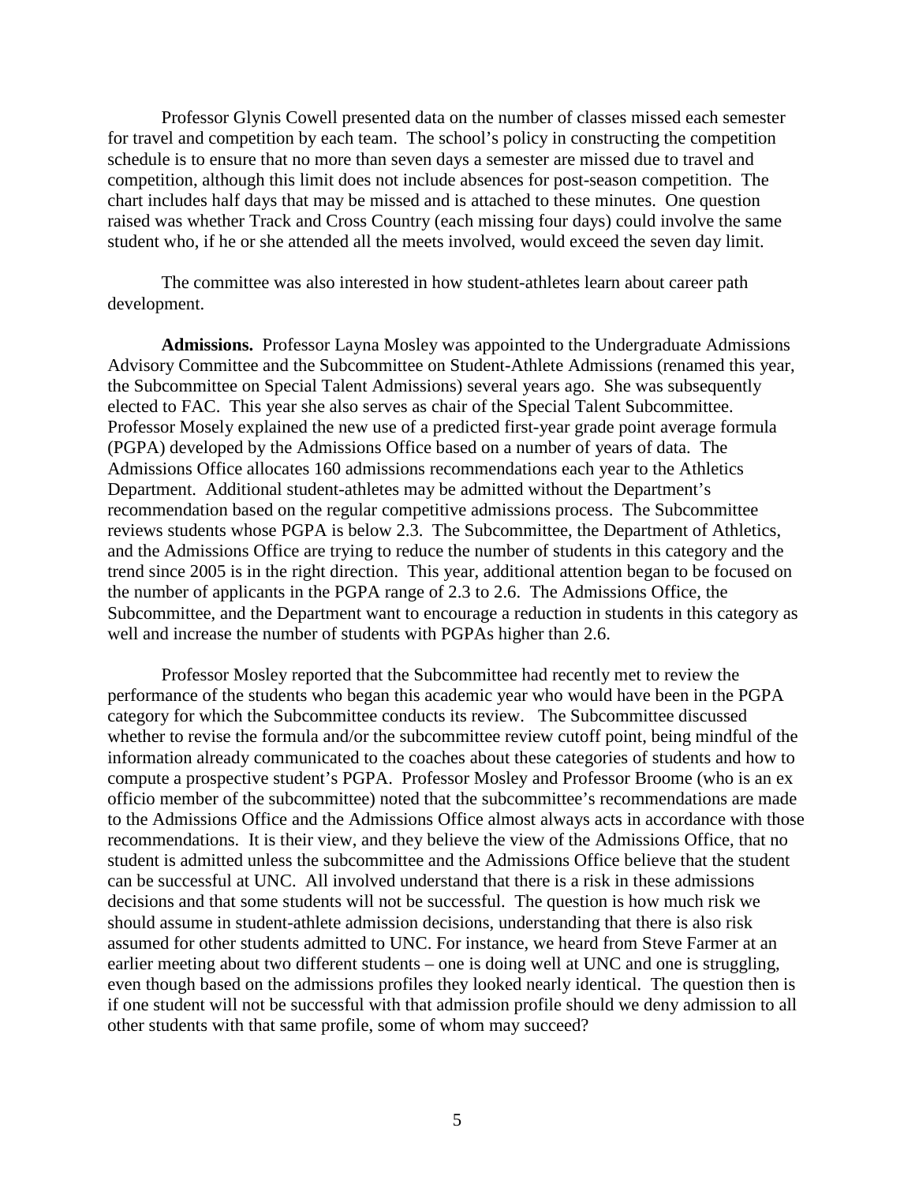Professor Glynis Cowell presented data on the number of classes missed each semester for travel and competition by each team. The school's policy in constructing the competition schedule is to ensure that no more than seven days a semester are missed due to travel and competition, although this limit does not include absences for post-season competition. The chart includes half days that may be missed and is attached to these minutes. One question raised was whether Track and Cross Country (each missing four days) could involve the same student who, if he or she attended all the meets involved, would exceed the seven day limit.

The committee was also interested in how student-athletes learn about career path development.

**Admissions.** Professor Layna Mosley was appointed to the Undergraduate Admissions Advisory Committee and the Subcommittee on Student-Athlete Admissions (renamed this year, the Subcommittee on Special Talent Admissions) several years ago. She was subsequently elected to FAC. This year she also serves as chair of the Special Talent Subcommittee. Professor Mosely explained the new use of a predicted first-year grade point average formula (PGPA) developed by the Admissions Office based on a number of years of data. The Admissions Office allocates 160 admissions recommendations each year to the Athletics Department. Additional student-athletes may be admitted without the Department's recommendation based on the regular competitive admissions process. The Subcommittee reviews students whose PGPA is below 2.3. The Subcommittee, the Department of Athletics, and the Admissions Office are trying to reduce the number of students in this category and the trend since 2005 is in the right direction. This year, additional attention began to be focused on the number of applicants in the PGPA range of 2.3 to 2.6. The Admissions Office, the Subcommittee, and the Department want to encourage a reduction in students in this category as well and increase the number of students with PGPAs higher than 2.6.

Professor Mosley reported that the Subcommittee had recently met to review the performance of the students who began this academic year who would have been in the PGPA category for which the Subcommittee conducts its review. The Subcommittee discussed whether to revise the formula and/or the subcommittee review cutoff point, being mindful of the information already communicated to the coaches about these categories of students and how to compute a prospective student's PGPA. Professor Mosley and Professor Broome (who is an ex officio member of the subcommittee) noted that the subcommittee's recommendations are made to the Admissions Office and the Admissions Office almost always acts in accordance with those recommendations. It is their view, and they believe the view of the Admissions Office, that no student is admitted unless the subcommittee and the Admissions Office believe that the student can be successful at UNC. All involved understand that there is a risk in these admissions decisions and that some students will not be successful. The question is how much risk we should assume in student-athlete admission decisions, understanding that there is also risk assumed for other students admitted to UNC. For instance, we heard from Steve Farmer at an earlier meeting about two different students – one is doing well at UNC and one is struggling, even though based on the admissions profiles they looked nearly identical. The question then is if one student will not be successful with that admission profile should we deny admission to all other students with that same profile, some of whom may succeed?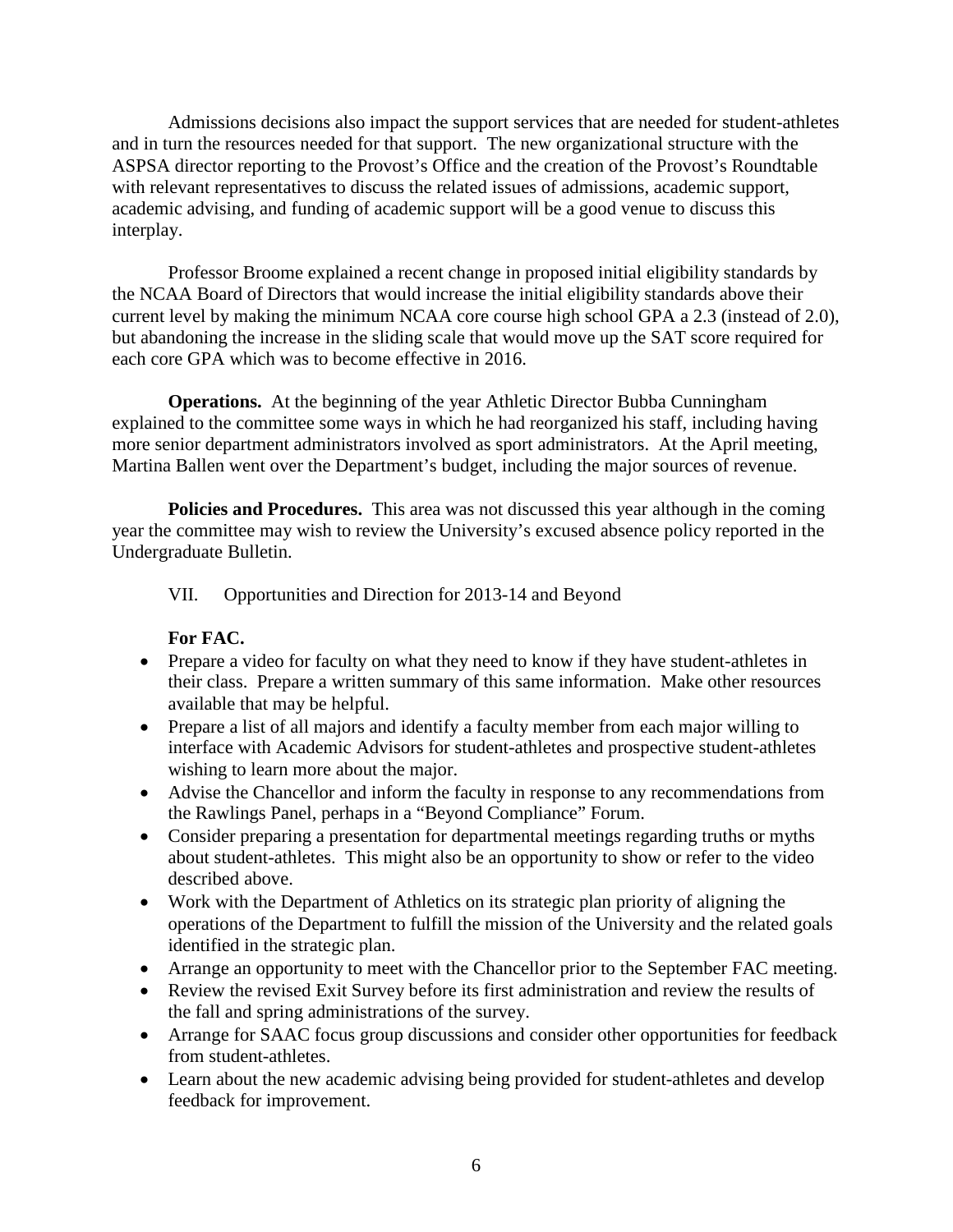Admissions decisions also impact the support services that are needed for student-athletes and in turn the resources needed for that support. The new organizational structure with the ASPSA director reporting to the Provost's Office and the creation of the Provost's Roundtable with relevant representatives to discuss the related issues of admissions, academic support, academic advising, and funding of academic support will be a good venue to discuss this interplay.

Professor Broome explained a recent change in proposed initial eligibility standards by the NCAA Board of Directors that would increase the initial eligibility standards above their current level by making the minimum NCAA core course high school GPA a 2.3 (instead of 2.0), but abandoning the increase in the sliding scale that would move up the SAT score required for each core GPA which was to become effective in 2016.

**Operations.** At the beginning of the year Athletic Director Bubba Cunningham explained to the committee some ways in which he had reorganized his staff, including having more senior department administrators involved as sport administrators. At the April meeting, Martina Ballen went over the Department's budget, including the major sources of revenue.

**Policies and Procedures.** This area was not discussed this year although in the coming year the committee may wish to review the University's excused absence policy reported in the Undergraduate Bulletin.

## VII. Opportunities and Direction for 2013-14 and Beyond

**For FAC.**

- Prepare a video for faculty on what they need to know if they have student-athletes in their class. Prepare a written summary of this same information. Make other resources available that may be helpful.
- Prepare a list of all majors and identify a faculty member from each major willing to interface with Academic Advisors for student-athletes and prospective student-athletes wishing to learn more about the major.
- Advise the Chancellor and inform the faculty in response to any recommendations from the Rawlings Panel, perhaps in a "Beyond Compliance" Forum.
- Consider preparing a presentation for departmental meetings regarding truths or myths about student-athletes. This might also be an opportunity to show or refer to the video described above.
- Work with the Department of Athletics on its strategic plan priority of aligning the operations of the Department to fulfill the mission of the University and the related goals identified in the strategic plan.
- Arrange an opportunity to meet with the Chancellor prior to the September FAC meeting.
- Review the revised Exit Survey before its first administration and review the results of the fall and spring administrations of the survey.
- Arrange for SAAC focus group discussions and consider other opportunities for feedback from student-athletes.
- Learn about the new academic advising being provided for student-athletes and develop feedback for improvement.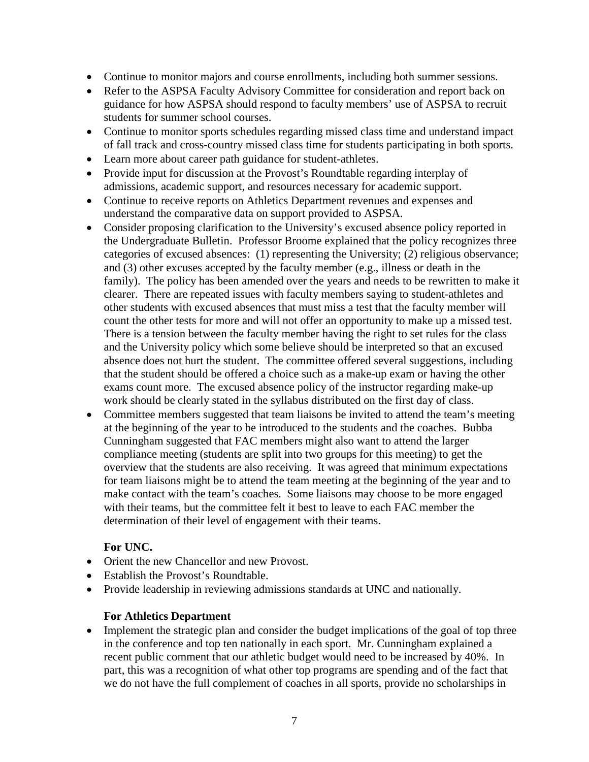- Continue to monitor majors and course enrollments, including both summer sessions.
- Refer to the ASPSA Faculty Advisory Committee for consideration and report back on guidance for how ASPSA should respond to faculty members' use of ASPSA to recruit students for summer school courses.
- Continue to monitor sports schedules regarding missed class time and understand impact of fall track and cross-country missed class time for students participating in both sports.
- Learn more about career path guidance for student-athletes.
- Provide input for discussion at the Provost's Roundtable regarding interplay of admissions, academic support, and resources necessary for academic support.
- Continue to receive reports on Athletics Department revenues and expenses and understand the comparative data on support provided to ASPSA.
- Consider proposing clarification to the University's excused absence policy reported in the Undergraduate Bulletin. Professor Broome explained that the policy recognizes three categories of excused absences: (1) representing the University; (2) religious observance; and (3) other excuses accepted by the faculty member (e.g., illness or death in the family). The policy has been amended over the years and needs to be rewritten to make it clearer. There are repeated issues with faculty members saying to student-athletes and other students with excused absences that must miss a test that the faculty member will count the other tests for more and will not offer an opportunity to make up a missed test. There is a tension between the faculty member having the right to set rules for the class and the University policy which some believe should be interpreted so that an excused absence does not hurt the student. The committee offered several suggestions, including that the student should be offered a choice such as a make-up exam or having the other exams count more. The excused absence policy of the instructor regarding make-up work should be clearly stated in the syllabus distributed on the first day of class.
- Committee members suggested that team liaisons be invited to attend the team's meeting at the beginning of the year to be introduced to the students and the coaches. Bubba Cunningham suggested that FAC members might also want to attend the larger compliance meeting (students are split into two groups for this meeting) to get the overview that the students are also receiving. It was agreed that minimum expectations for team liaisons might be to attend the team meeting at the beginning of the year and to make contact with the team's coaches. Some liaisons may choose to be more engaged with their teams, but the committee felt it best to leave to each FAC member the determination of their level of engagement with their teams.

**For UNC.**

- Orient the new Chancellor and new Provost.
- Establish the Provost's Roundtable.
- Provide leadership in reviewing admissions standards at UNC and nationally.

**For Athletics Department**

- Implement the strategic plan and consider the budget implications of the goal of top three in the conference and top ten nationally in each sport. Mr. Cunningham explained a recent public comment that our athletic budget would need to be increased by 40%. In part, this was a recognition of what other top programs are spending and of the fact that we do not have the full complement of coaches in all sports, provide no scholarships in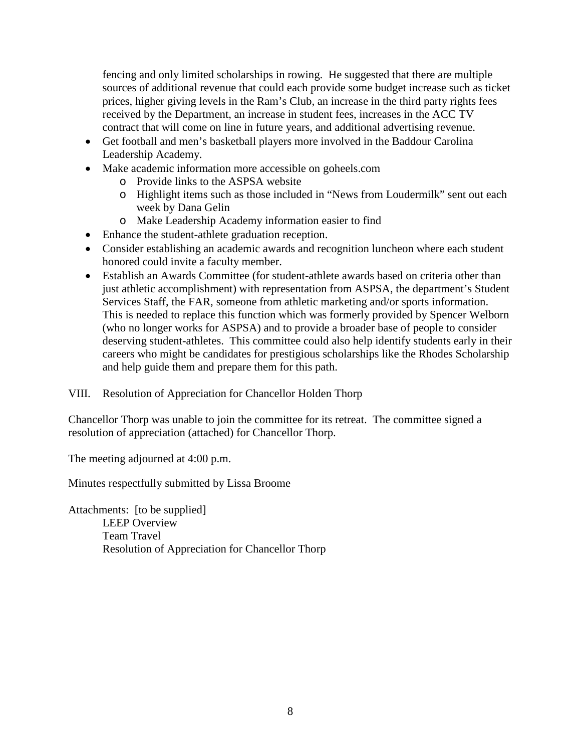fencing and only limited scholarships in rowing. He suggested that there are multiple sources of additional revenue that could each provide some budget increase such as ticket prices, higher giving levels in the Ram's Club, an increase in the third party rights fees received by the Department, an increase in student fees, increases in the ACC TV contract that will come on line in future years, and additional advertising revenue.

- Get football and men's basketball players more involved in the Baddour Carolina Leadership Academy.
- Make academic information more accessible on goheels.com
    - Provide links to the ASPSA website
    - Highlight items such as those included in "News from Loudermilk" sent out each week by Dana Gelin
    - Make Leadership Academy information easier to find
- Enhance the student-athlete graduation reception.
- Consider establishing an academic awards and recognition luncheon where each student honored could invite a faculty member.
- Establish an Awards Committee (for student-athlete awards based on criteria other than just athletic accomplishment) with representation from ASPSA, the department's Student Services Staff, the FAR, someone from athletic marketing and/or sports information. This is needed to replace this function which was formerly provided by Spencer Welborn (who no longer works for ASPSA) and to provide a broader base of people to consider deserving student-athletes. This committee could also help identify students early in their careers who might be candidates for prestigious scholarships like the Rhodes Scholarship and help guide them and prepare them for this path.

## VIII. Resolution of Appreciation for Chancellor Holden Thorp

Chancellor Thorp was unable to join the committee for its retreat. The committee signed a resolution of appreciation (attached) for Chancellor Thorp.

The meeting adjourned at 4:00 p.m.

Minutes respectfully submitted by Lissa Broome

Attachments: [to be supplied]

LEEP Overview
Team Travel
Resolution of Appreciation for Chancellor Thorp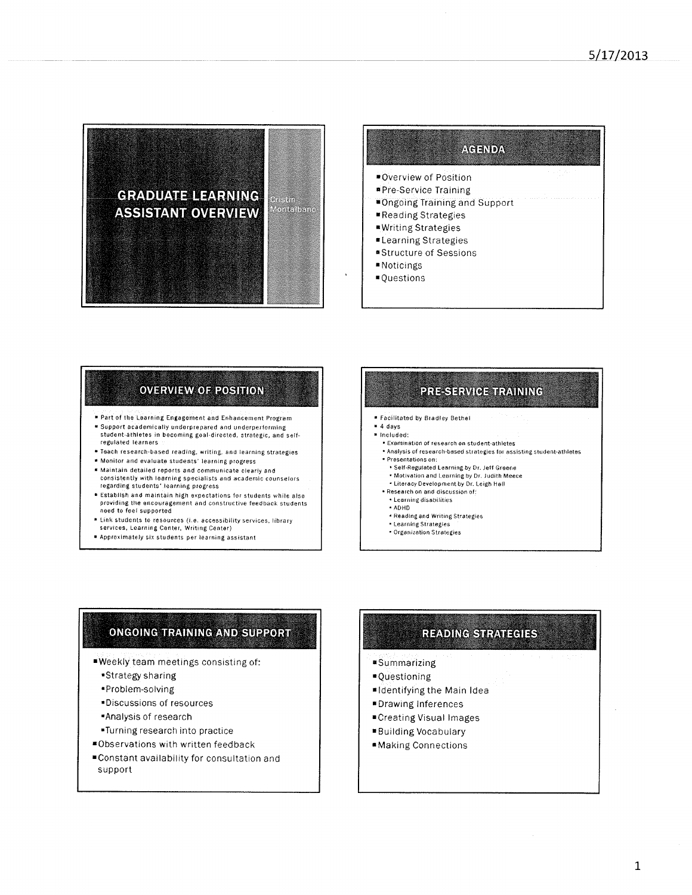# GRADUATE LEARNING ASSISTANT OVERVIEW

Cristin Montalbano

## AGENDA

- Overview of Position
- Pre-Service Training
- Ongoing Training and Support
- Reading Strategies
- Writing Strategies
- Learning Strategies
- Structure of Sessions
- Noticings
- Questions

## OVERVIEW OF POSITION

- Part of the Learning Engagement and Enhancement Program
- Support academically underprepared and underperforming student-athletes in becoming goal-directed, strategic, and self-regulated learners
- Teach research-based reading, writing, and learning strategies
- Monitor and evaluate students' learning progress
- Maintain detailed reports and communicate clearly and consistently with learning specialists and academic counselors regarding students' learning progress
- Establish and maintain high expectations for students while also providing the encouragement and constructive feedback students need to feel supported
- Link students to resources (i.e. accessibility services, library services, Learning Center, Writing Center)
- Approximately six students per learning assistant

## PRE-SERVICE TRAINING

- Facilitated by Bradley Bethel
- 4 days
- Included:
  - Examination of research on student-athletes
  - Analysis of research-based strategies for assisting student-athletes
  - Presentations on:
    - Self-Regulated Learning by Dr. Jeff Greene
    - Motivation and Learning by Dr. Judith Meece
    - Literacy Development by Dr. Leigh Hall
  - Research on and discussion of:
    - Learning disabilities
    - ADHD
    - Reading and Writing Strategies
    - Learning Strategies
    - Organization Strategies

## ONGOING TRAINING AND SUPPORT

- Weekly team meetings consisting of:
  - Strategy sharing
  - Problem-solving
  - Discussions of resources
  - Analysis of research
  - Turning research into practice
- Observations with written feedback
- Constant availability for consultation and support

## READING STRATEGIES

- Summarizing
- Questioning
- Identifying the Main Idea
- Drawing Inferences
- Creating Visual Images
- Building Vocabulary
- Making Connections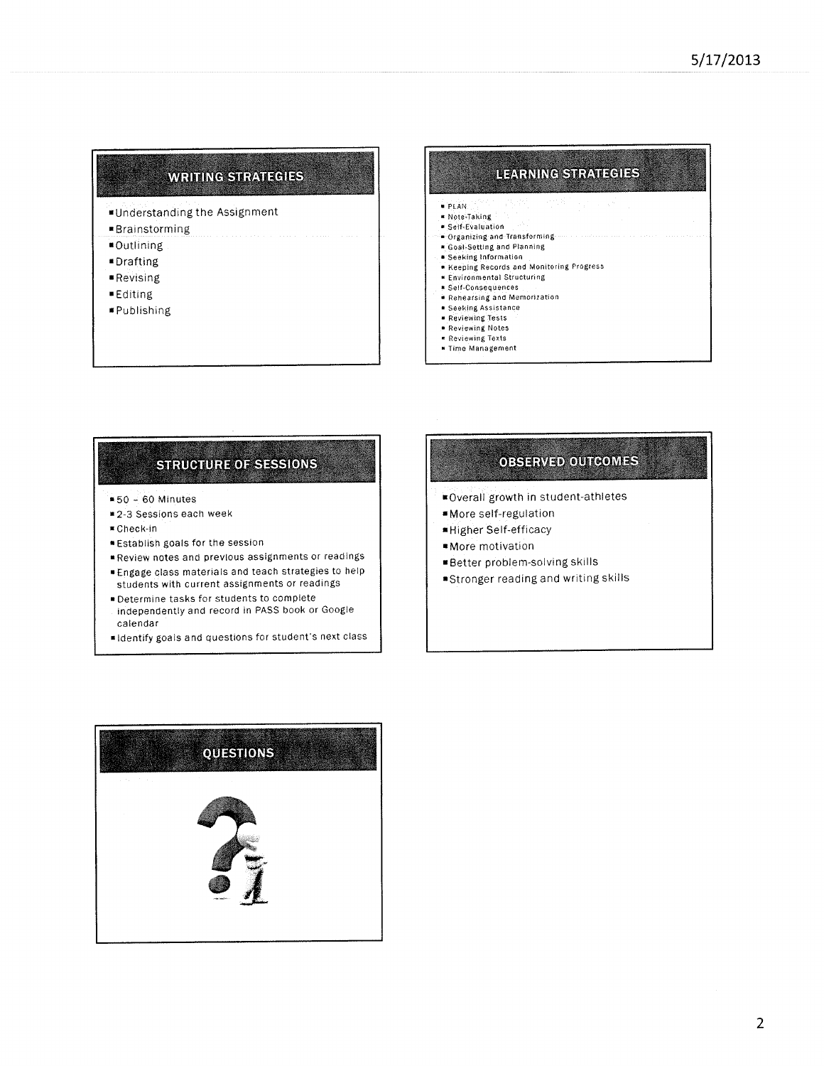## WRITING STRATEGIES

- Understanding the Assignment
- Brainstorming
- Outlining
- Drafting
- Revising
- Editing
- Publishing

## LEARNING STRATEGIES

- PLAN
- Note-Taking
- Self-Evaluation
- Organizing and Transforming
- Goal-Setting and Planning
- Seeking Information
- Keeping Records and Monitoring Progress
- Environmental Structuring
- Self-Consequences
- Rehearsing and Memorization
- Seeking Assistance
- Reviewing Tests
- Reviewing Notes
- Reviewing Texts
- Time Management

## STRUCTURE OF SESSIONS

- 50 – 60 Minutes
- 2-3 Sessions each week
- Check-in
- Establish goals for the session
- Review notes and previous assignments or readings
- Engage class materials and teach strategies to help students with current assignments or readings
- Determine tasks for students to complete independently and record in PASS book or Google calendar
- Identify goals and questions for student's next class

## OBSERVED OUTCOMES

- Overall growth in student-athletes
- More self-regulation
- Higher Self-efficacy
- More motivation
- Better problem-solving skills
- Stronger reading and writing skills

## QUESTIONS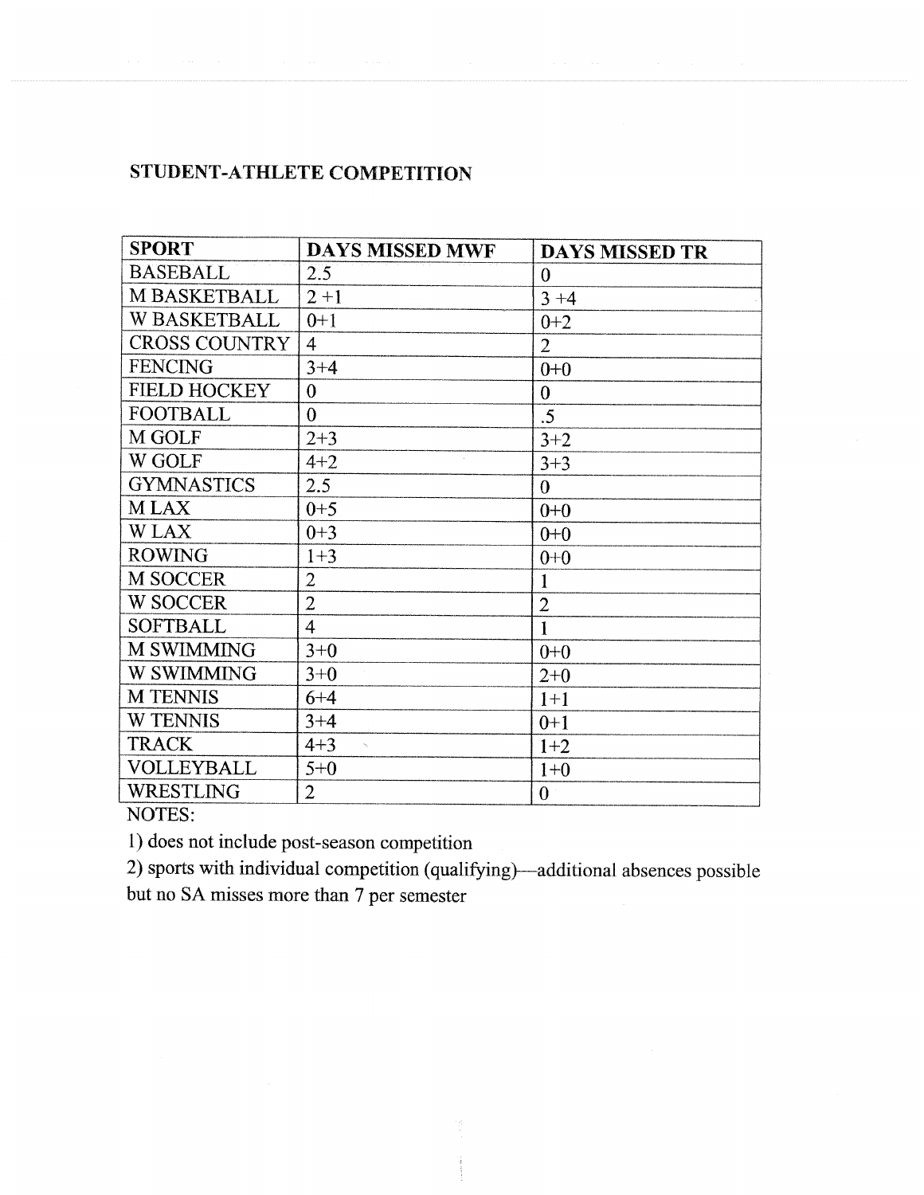**STUDENT-ATHLETE COMPETITION**

| SPORT | DAYS MISSED MWF | DAYS MISSED TR |
|---|---|---|
| BASEBALL | 2.5 | 0 |
| M BASKETBALL | 2 +1 | 3 +4 |
| W BASKETBALL | 0+1 | 0+2 |
| CROSS COUNTRY | 4 | 2 |
| FENCING | 3+4 | 0+0 |
| FIELD HOCKEY | 0 | 0 |
| FOOTBALL | 0 | .5 |
| M GOLF | 2+3 | 3+2 |
| W GOLF | 4+2 | 3+3 |
| GYMNASTICS | 2.5 | 0 |
| M LAX | 0+5 | 0+0 |
| W LAX | 0+3 | 0+0 |
| ROWING | 1+3 | 0+0 |
| M SOCCER | 2 | 1 |
| W SOCCER | 2 | 2 |
| SOFTBALL | 4 | 1 |
| M SWIMMING | 3+0 | 0+0 |
| W SWIMMING | 3+0 | 2+0 |
| M TENNIS | 6+4 | 1+1 |
| W TENNIS | 3+4 | 0+1 |
| TRACK | 4+3 | 1+2 |
| VOLLEYBALL | 5+0 | 1+0 |
| WRESTLING | 2 | 0 |

NOTES:

1) does not include post-season competition

2) sports with individual competition (qualifying)—additional absences possible but no SA misses more than 7 per semester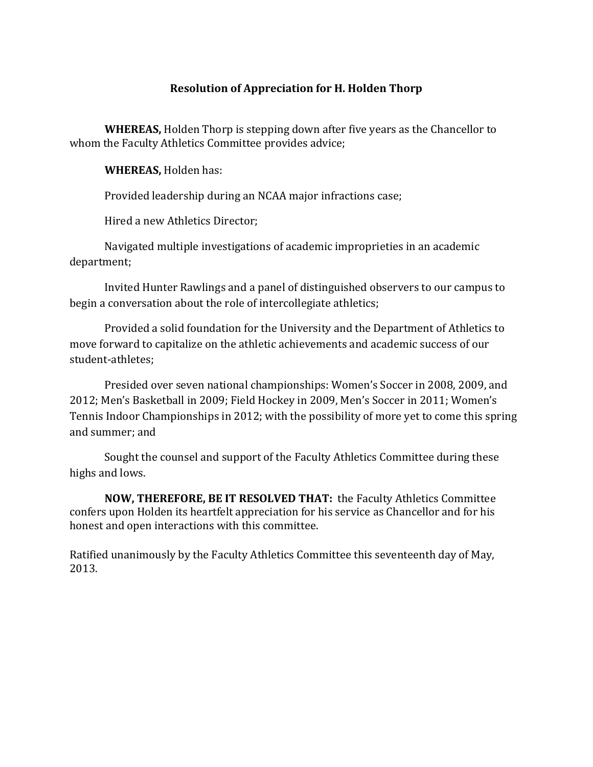# Resolution of Appreciation for H. Holden Thorp

**WHEREAS,** Holden Thorp is stepping down after five years as the Chancellor to whom the Faculty Athletics Committee provides advice;

**WHEREAS,** Holden has:

Provided leadership during an NCAA major infractions case;

Hired a new Athletics Director;

Navigated multiple investigations of academic improprieties in an academic department;

Invited Hunter Rawlings and a panel of distinguished observers to our campus to begin a conversation about the role of intercollegiate athletics;

Provided a solid foundation for the University and the Department of Athletics to move forward to capitalize on the athletic achievements and academic success of our student-athletes;

Presided over seven national championships: Women's Soccer in 2008, 2009, and 2012; Men's Basketball in 2009; Field Hockey in 2009, Men's Soccer in 2011; Women's Tennis Indoor Championships in 2012; with the possibility of more yet to come this spring and summer; and

Sought the counsel and support of the Faculty Athletics Committee during these highs and lows.

**NOW, THEREFORE, BE IT RESOLVED THAT:** the Faculty Athletics Committee confers upon Holden its heartfelt appreciation for his service as Chancellor and for his honest and open interactions with this committee.

Ratified unanimously by the Faculty Athletics Committee this seventeenth day of May, 2013.